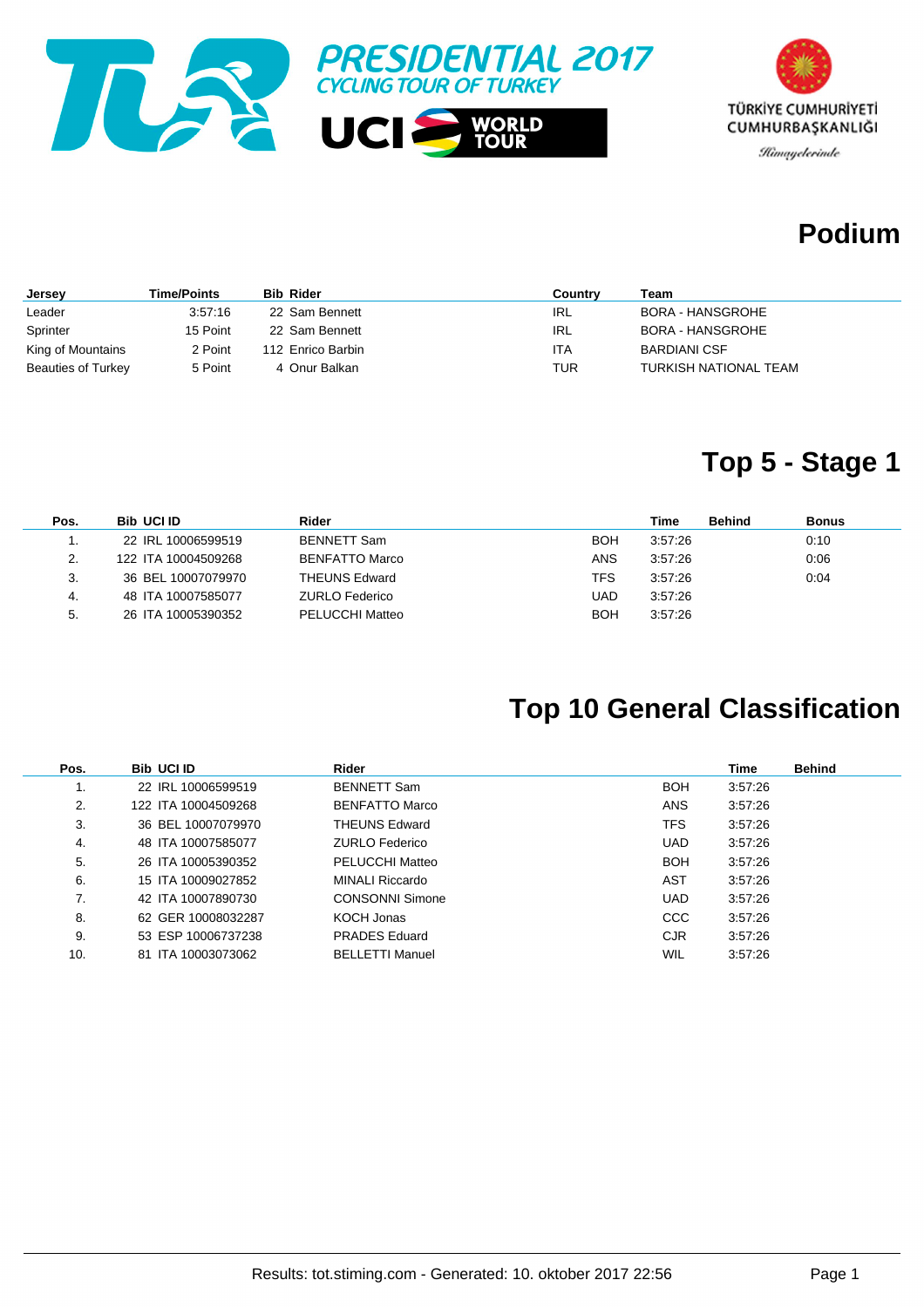PRESIDENTIAL 2017
CYCLING TOUR OF TURKEY

UCI WORLD TOUR

TÜRKİYE CUMHURİYETİ
CUMHURBAŞKANLIĞI
Himayelerinde

# Podium

| Jersey | Time/Points | Bib | Rider | Country | Team |
|---|---|---|---|---|---|
| Leader | 3:57:16 | 22 | Sam Bennett | IRL | BORA - HANSGROHE |
| Sprinter | 15 Point | 22 | Sam Bennett | IRL | BORA - HANSGROHE |
| King of Mountains | 2 Point | 112 | Enrico Barbin | ITA | BARDIANI CSF |
| Beauties of Turkey | 5 Point | 4 | Onur Balkan | TUR | TURKISH NATIONAL TEAM |

# Top 5 - Stage 1

| Pos. | Bib | UCI ID | Rider | | Time | Behind | Bonus |
|---|---|---|---|---|---|---|---|
| 1. | 22 | IRL 10006599519 | BENNETT Sam | BOH | 3:57:26 | | 0:10 |
| 2. | 122 | ITA 10004509268 | BENFATTO Marco | ANS | 3:57:26 | | 0:06 |
| 3. | 36 | BEL 10007079970 | THEUNS Edward | TFS | 3:57:26 | | 0:04 |
| 4. | 48 | ITA 10007585077 | ZURLO Federico | UAD | 3:57:26 | | |
| 5. | 26 | ITA 10005390352 | PELUCCHI Matteo | BOH | 3:57:26 | | |

# Top 10 General Classification

| Pos. | Bib | UCI ID | Rider | | Time | Behind |
|---|---|---|---|---|---|---|
| 1. | 22 | IRL 10006599519 | BENNETT Sam | BOH | 3:57:26 | |
| 2. | 122 | ITA 10004509268 | BENFATTO Marco | ANS | 3:57:26 | |
| 3. | 36 | BEL 10007079970 | THEUNS Edward | TFS | 3:57:26 | |
| 4. | 48 | ITA 10007585077 | ZURLO Federico | UAD | 3:57:26 | |
| 5. | 26 | ITA 10005390352 | PELUCCHI Matteo | BOH | 3:57:26 | |
| 6. | 15 | ITA 10009027852 | MINALI Riccardo | AST | 3:57:26 | |
| 7. | 42 | ITA 10007890730 | CONSONNI Simone | UAD | 3:57:26 | |
| 8. | 62 | GER 10008032287 | KOCH Jonas | CCC | 3:57:26 | |
| 9. | 53 | ESP 10006737238 | PRADES Eduard | CJR | 3:57:26 | |
| 10. | 81 | ITA 10003073062 | BELLETTI Manuel | WIL | 3:57:26 | |

Results: tot.stiming.com - Generated: 10. oktober 2017 22:56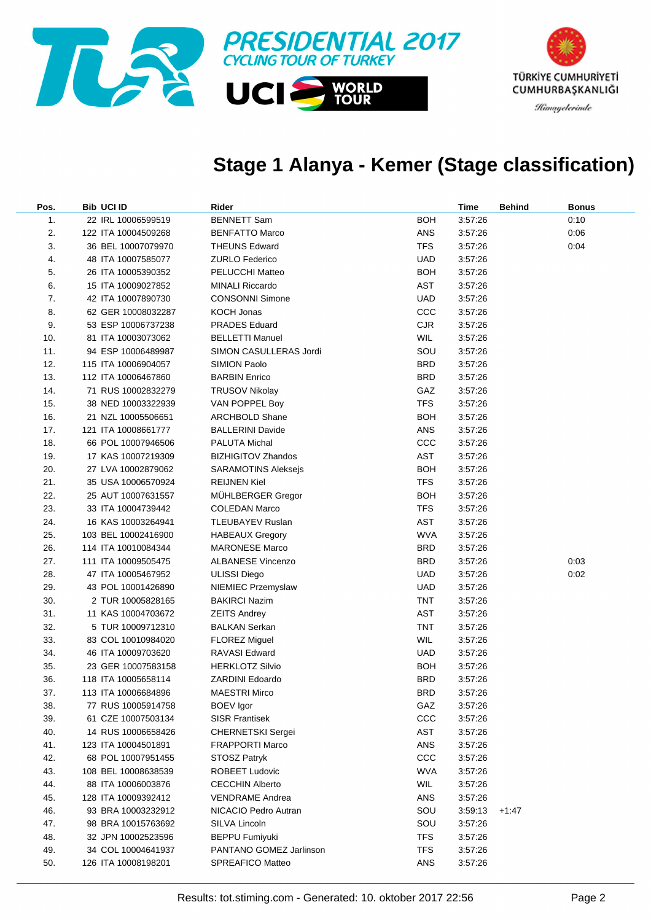## Stage 1 Alanya - Kemer (Stage classification)

| Pos. | Bib | UCI ID | Rider | Team | Time | Behind | Bonus |
|---|---|---|---|---|---|---|---|
| 1. | 22 | IRL 10006599519 | BENNETT Sam | BOH | 3:57:26 | | 0:10 |
| 2. | 122 | ITA 10004509268 | BENFATTO Marco | ANS | 3:57:26 | | 0:06 |
| 3. | 36 | BEL 10007079970 | THEUNS Edward | TFS | 3:57:26 | | 0:04 |
| 4. | 48 | ITA 10007585077 | ZURLO Federico | UAD | 3:57:26 | | |
| 5. | 26 | ITA 10005390352 | PELUCCHI Matteo | BOH | 3:57:26 | | |
| 6. | 15 | ITA 10009027852 | MINALI Riccardo | AST | 3:57:26 | | |
| 7. | 42 | ITA 10007890730 | CONSONNI Simone | UAD | 3:57:26 | | |
| 8. | 62 | GER 10008032287 | KOCH Jonas | CCC | 3:57:26 | | |
| 9. | 53 | ESP 10006737238 | PRADES Eduard | CJR | 3:57:26 | | |
| 10. | 81 | ITA 10003073062 | BELLETTI Manuel | WIL | 3:57:26 | | |
| 11. | 94 | ESP 10006489987 | SIMON CASULLERAS Jordi | SOU | 3:57:26 | | |
| 12. | 115 | ITA 10006904057 | SIMION Paolo | BRD | 3:57:26 | | |
| 13. | 112 | ITA 10006467860 | BARBIN Enrico | BRD | 3:57:26 | | |
| 14. | 71 | RUS 10002832279 | TRUSOV Nikolay | GAZ | 3:57:26 | | |
| 15. | 38 | NED 10003322939 | VAN POPPEL Boy | TFS | 3:57:26 | | |
| 16. | 21 | NZL 10005506651 | ARCHBOLD Shane | BOH | 3:57:26 | | |
| 17. | 121 | ITA 10008661777 | BALLERINI Davide | ANS | 3:57:26 | | |
| 18. | 66 | POL 10007946506 | PALUTA Michal | CCC | 3:57:26 | | |
| 19. | 17 | KAS 10007219309 | BIZHIGITOV Zhandos | AST | 3:57:26 | | |
| 20. | 27 | LVA 10002879062 | SARAMOTINS Aleksejs | BOH | 3:57:26 | | |
| 21. | 35 | USA 10006570924 | REIJNEN Kiel | TFS | 3:57:26 | | |
| 22. | 25 | AUT 10007631557 | MÜHLBERGER Gregor | BOH | 3:57:26 | | |
| 23. | 33 | ITA 10004739442 | COLEDAN Marco | TFS | 3:57:26 | | |
| 24. | 16 | KAS 10003264941 | TLEUBAYEV Ruslan | AST | 3:57:26 | | |
| 25. | 103 | BEL 10002416900 | HABEAUX Gregory | WVA | 3:57:26 | | |
| 26. | 114 | ITA 10010084344 | MARONESE Marco | BRD | 3:57:26 | | |
| 27. | 111 | ITA 10009505475 | ALBANESE Vincenzo | BRD | 3:57:26 | | 0:03 |
| 28. | 47 | ITA 10005467952 | ULISSI Diego | UAD | 3:57:26 | | 0:02 |
| 29. | 43 | POL 10001426890 | NIEMIEC Przemyslaw | UAD | 3:57:26 | | |
| 30. | 2 | TUR 10005828165 | BAKIRCI Nazim | TNT | 3:57:26 | | |
| 31. | 11 | KAS 10004703672 | ZEITS Andrey | AST | 3:57:26 | | |
| 32. | 5 | TUR 10009712310 | BALKAN Serkan | TNT | 3:57:26 | | |
| 33. | 83 | COL 10010984020 | FLOREZ Miguel | WIL | 3:57:26 | | |
| 34. | 46 | ITA 10009703620 | RAVASI Edward | UAD | 3:57:26 | | |
| 35. | 23 | GER 10007583158 | HERKLOTZ Silvio | BOH | 3:57:26 | | |
| 36. | 118 | ITA 10005658114 | ZARDINI Edoardo | BRD | 3:57:26 | | |
| 37. | 113 | ITA 10006684896 | MAESTRI Mirco | BRD | 3:57:26 | | |
| 38. | 77 | RUS 10005914758 | BOEV Igor | GAZ | 3:57:26 | | |
| 39. | 61 | CZE 10007503134 | SISR Frantisek | CCC | 3:57:26 | | |
| 40. | 14 | RUS 10006658426 | CHERNETSKI Sergei | AST | 3:57:26 | | |
| 41. | 123 | ITA 10004501891 | FRAPPORTI Marco | ANS | 3:57:26 | | |
| 42. | 68 | POL 10007951455 | STOSZ Patryk | CCC | 3:57:26 | | |
| 43. | 108 | BEL 10008638539 | ROBEET Ludovic | WVA | 3:57:26 | | |
| 44. | 88 | ITA 10006003876 | CECCHIN Alberto | WIL | 3:57:26 | | |
| 45. | 128 | ITA 10009392412 | VENDRAME Andrea | ANS | 3:57:26 | | |
| 46. | 93 | BRA 10003232912 | NICACIO Pedro Autran | SOU | 3:59:13 | +1:47 | |
| 47. | 98 | BRA 10015763692 | SILVA Lincoln | SOU | 3:57:26 | | |
| 48. | 32 | JPN 10002523596 | BEPPU Fumiyuki | TFS | 3:57:26 | | |
| 49. | 34 | COL 10004641937 | PANTANO GOMEZ Jarlinson | TFS | 3:57:26 | | |
| 50. | 126 | ITA 10008198201 | SPREAFICO Matteo | ANS | 3:57:26 | | |

Results: tot.stiming.com - Generated: 10. oktober 2017 22:56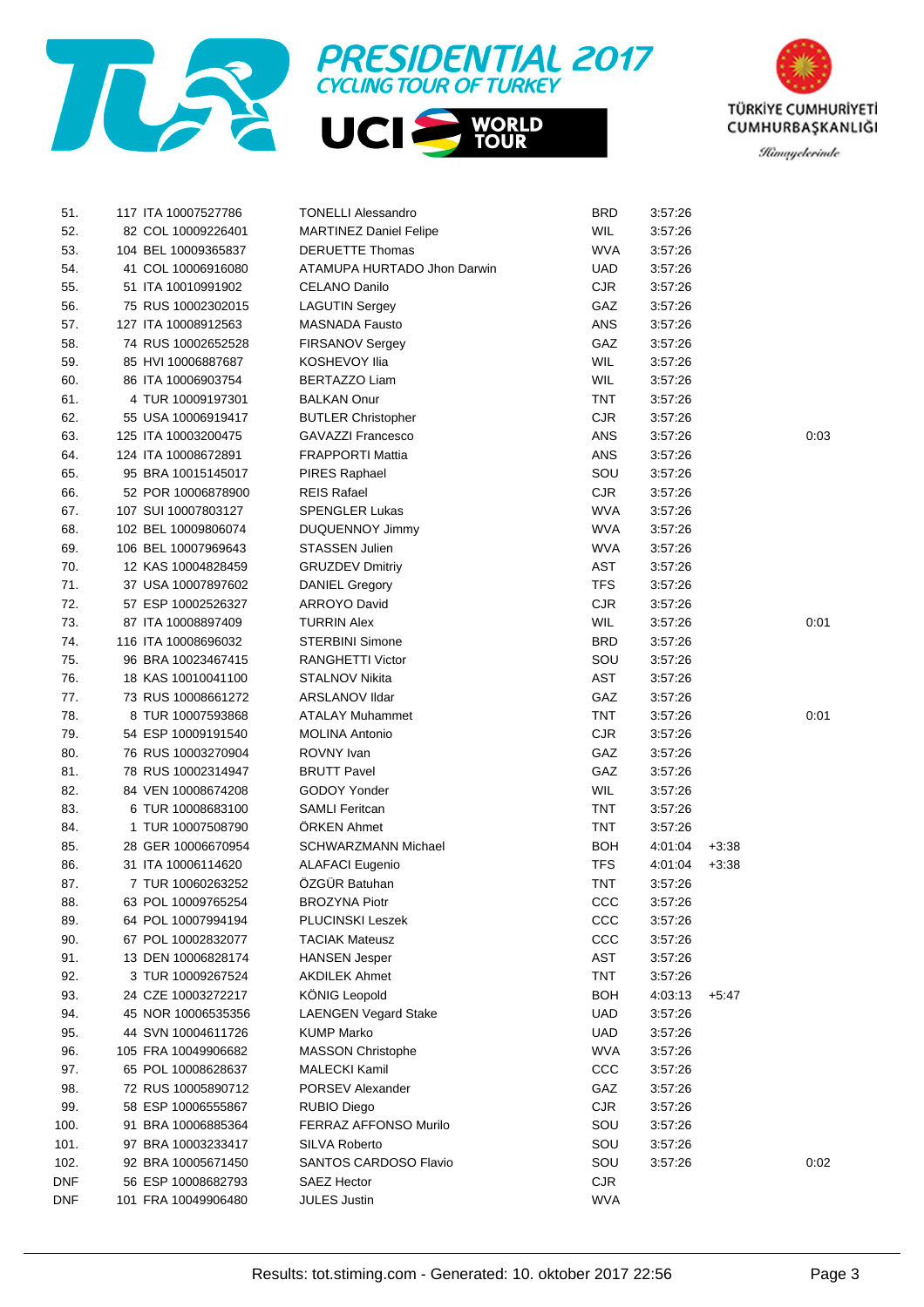# PRESIDENTIAL 2017 CYCLING TOUR OF TURKEY

UCI WORLD TOUR

TÜRKİYE CUMHURİYETİ CUMHURBAŞKANLIĞI

*Himayelerinde*

| | | | | | | | |
|---|---|---|---|---|---|---|---|
| 51. | 117 ITA 10007527786 | TONELLI Alessandro | BRD | 3:57:26 | | | |
| 52. | 82 COL 10009226401 | MARTINEZ Daniel Felipe | WIL | 3:57:26 | | | |
| 53. | 104 BEL 10009365837 | DERUETTE Thomas | WVA | 3:57:26 | | | |
| 54. | 41 COL 10006916080 | ATAMUPA HURTADO Jhon Darwin | UAD | 3:57:26 | | | |
| 55. | 51 ITA 10010991902 | CELANO Danilo | CJR | 3:57:26 | | | |
| 56. | 75 RUS 10002302015 | LAGUTIN Sergey | GAZ | 3:57:26 | | | |
| 57. | 127 ITA 10008912563 | MASNADA Fausto | ANS | 3:57:26 | | | |
| 58. | 74 RUS 10002652528 | FIRSANOV Sergey | GAZ | 3:57:26 | | | |
| 59. | 85 HVI 10006887687 | KOSHEVOY Ilia | WIL | 3:57:26 | | | |
| 60. | 86 ITA 10006903754 | BERTAZZO Liam | WIL | 3:57:26 | | | |
| 61. | 4 TUR 10009197301 | BALKAN Onur | TNT | 3:57:26 | | | |
| 62. | 55 USA 10006919417 | BUTLER Christopher | CJR | 3:57:26 | | | |
| 63. | 125 ITA 10003200475 | GAVAZZI Francesco | ANS | 3:57:26 | | | 0:03 |
| 64. | 124 ITA 10008672891 | FRAPPORTI Mattia | ANS | 3:57:26 | | | |
| 65. | 95 BRA 10015145017 | PIRES Raphael | SOU | 3:57:26 | | | |
| 66. | 52 POR 10006878900 | REIS Rafael | CJR | 3:57:26 | | | |
| 67. | 107 SUI 10007803127 | SPENGLER Lukas | WVA | 3:57:26 | | | |
| 68. | 102 BEL 10009806074 | DUQUENNOY Jimmy | WVA | 3:57:26 | | | |
| 69. | 106 BEL 10007969643 | STASSEN Julien | WVA | 3:57:26 | | | |
| 70. | 12 KAS 10004828459 | GRUZDEV Dmitriy | AST | 3:57:26 | | | |
| 71. | 37 USA 10007897602 | DANIEL Gregory | TFS | 3:57:26 | | | |
| 72. | 57 ESP 10002526327 | ARROYO David | CJR | 3:57:26 | | | |
| 73. | 87 ITA 10008897409 | TURRIN Alex | WIL | 3:57:26 | | | 0:01 |
| 74. | 116 ITA 10008696032 | STERBINI Simone | BRD | 3:57:26 | | | |
| 75. | 96 BRA 10023467415 | RANGHETTI Victor | SOU | 3:57:26 | | | |
| 76. | 18 KAS 10010041100 | STALNOV Nikita | AST | 3:57:26 | | | |
| 77. | 73 RUS 10008661272 | ARSLANOV Ildar | GAZ | 3:57:26 | | | |
| 78. | 8 TUR 10007593868 | ATALAY Muhammet | TNT | 3:57:26 | | | 0:01 |
| 79. | 54 ESP 10009191540 | MOLINA Antonio | CJR | 3:57:26 | | | |
| 80. | 76 RUS 10003270904 | ROVNY Ivan | GAZ | 3:57:26 | | | |
| 81. | 78 RUS 10002314947 | BRUTT Pavel | GAZ | 3:57:26 | | | |
| 82. | 84 VEN 10008674208 | GODOY Yonder | WIL | 3:57:26 | | | |
| 83. | 6 TUR 10008683100 | SAMLI Feritcan | TNT | 3:57:26 | | | |
| 84. | 1 TUR 10007508790 | ÖRKEN Ahmet | TNT | 3:57:26 | | | |
| 85. | 28 GER 10006670954 | SCHWARZMANN Michael | BOH | 4:01:04 | +3:38 | | |
| 86. | 31 ITA 10006114620 | ALAFACI Eugenio | TFS | 4:01:04 | +3:38 | | |
| 87. | 7 TUR 10060263252 | ÖZGÜR Batuhan | TNT | 3:57:26 | | | |
| 88. | 63 POL 10009765254 | BROZYNA Piotr | CCC | 3:57:26 | | | |
| 89. | 64 POL 10007994194 | PLUCINSKI Leszek | CCC | 3:57:26 | | | |
| 90. | 67 POL 10002832077 | TACIAK Mateusz | CCC | 3:57:26 | | | |
| 91. | 13 DEN 10006828174 | HANSEN Jesper | AST | 3:57:26 | | | |
| 92. | 3 TUR 10009267524 | AKDILEK Ahmet | TNT | 3:57:26 | | | |
| 93. | 24 CZE 10003272217 | KÖNIG Leopold | BOH | 4:03:13 | +5:47 | | |
| 94. | 45 NOR 10006535356 | LAENGEN Vegard Stake | UAD | 3:57:26 | | | |
| 95. | 44 SVN 10004611726 | KUMP Marko | UAD | 3:57:26 | | | |
| 96. | 105 FRA 10049906682 | MASSON Christophe | WVA | 3:57:26 | | | |
| 97. | 65 POL 10008628637 | MALECKI Kamil | CCC | 3:57:26 | | | |
| 98. | 72 RUS 10005890712 | PORSEV Alexander | GAZ | 3:57:26 | | | |
| 99. | 58 ESP 10006555867 | RUBIO Diego | CJR | 3:57:26 | | | |
| 100. | 91 BRA 10006885364 | FERRAZ AFFONSO Murilo | SOU | 3:57:26 | | | |
| 101. | 97 BRA 10003233417 | SILVA Roberto | SOU | 3:57:26 | | | |
| 102. | 92 BRA 10005671450 | SANTOS CARDOSO Flavio | SOU | 3:57:26 | | | 0:02 |
| DNF | 56 ESP 10008682793 | SAEZ Hector | CJR | | | | |
| DNF | 101 FRA 10049906480 | JULES Justin | WVA | | | | |

Results: tot.stiming.com - Generated: 10. oktober 2017 22:56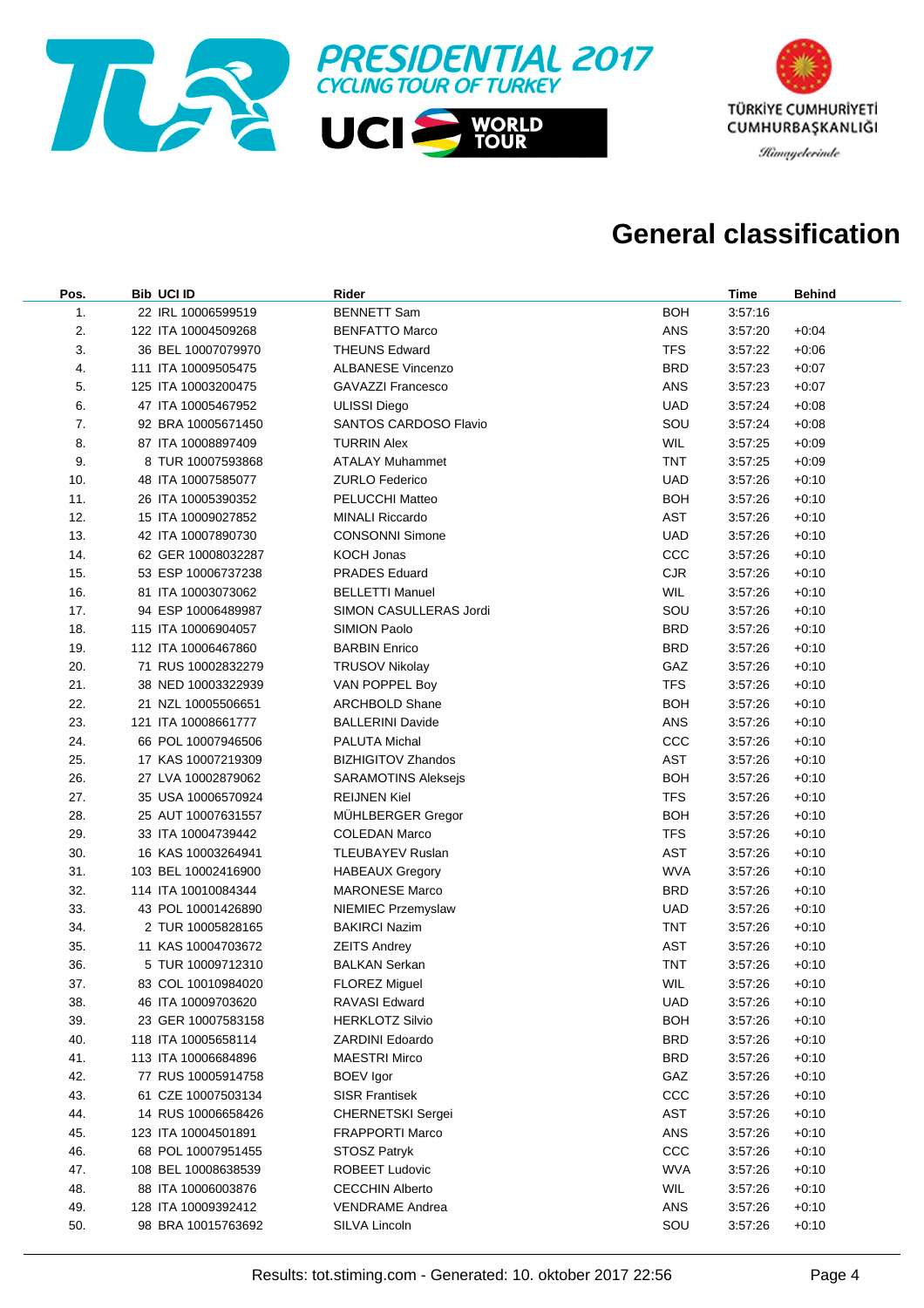# General classification

| Pos. | Bib | UCI ID | Rider | | Time | Behind |
|---|---|---|---|---|---|---|
| 1. | 22 | IRL 10006599519 | BENNETT Sam | BOH | 3:57:16 | |
| 2. | 122 | ITA 10004509268 | BENFATTO Marco | ANS | 3:57:20 | +0:04 |
| 3. | 36 | BEL 10007079970 | THEUNS Edward | TFS | 3:57:22 | +0:06 |
| 4. | 111 | ITA 10009505475 | ALBANESE Vincenzo | BRD | 3:57:23 | +0:07 |
| 5. | 125 | ITA 10003200475 | GAVAZZI Francesco | ANS | 3:57:23 | +0:07 |
| 6. | 47 | ITA 10005467952 | ULISSI Diego | UAD | 3:57:24 | +0:08 |
| 7. | 92 | BRA 10005671450 | SANTOS CARDOSO Flavio | SOU | 3:57:24 | +0:08 |
| 8. | 87 | ITA 10008897409 | TURRIN Alex | WIL | 3:57:25 | +0:09 |
| 9. | 8 | TUR 10007593868 | ATALAY Muhammet | TNT | 3:57:25 | +0:09 |
| 10. | 48 | ITA 10007585077 | ZURLO Federico | UAD | 3:57:26 | +0:10 |
| 11. | 26 | ITA 10005390352 | PELUCCHI Matteo | BOH | 3:57:26 | +0:10 |
| 12. | 15 | ITA 10009027852 | MINALI Riccardo | AST | 3:57:26 | +0:10 |
| 13. | 42 | ITA 10007890730 | CONSONNI Simone | UAD | 3:57:26 | +0:10 |
| 14. | 62 | GER 10008032287 | KOCH Jonas | CCC | 3:57:26 | +0:10 |
| 15. | 53 | ESP 10006737238 | PRADES Eduard | CJR | 3:57:26 | +0:10 |
| 16. | 81 | ITA 10003073062 | BELLETTI Manuel | WIL | 3:57:26 | +0:10 |
| 17. | 94 | ESP 10006489987 | SIMON CASULLERAS Jordi | SOU | 3:57:26 | +0:10 |
| 18. | 115 | ITA 10006904057 | SIMION Paolo | BRD | 3:57:26 | +0:10 |
| 19. | 112 | ITA 10006467860 | BARBIN Enrico | BRD | 3:57:26 | +0:10 |
| 20. | 71 | RUS 10002832279 | TRUSOV Nikolay | GAZ | 3:57:26 | +0:10 |
| 21. | 38 | NED 10003322939 | VAN POPPEL Boy | TFS | 3:57:26 | +0:10 |
| 22. | 21 | NZL 10005506651 | ARCHBOLD Shane | BOH | 3:57:26 | +0:10 |
| 23. | 121 | ITA 10008661777 | BALLERINI Davide | ANS | 3:57:26 | +0:10 |
| 24. | 66 | POL 10007946506 | PALUTA Michal | CCC | 3:57:26 | +0:10 |
| 25. | 17 | KAS 10007219309 | BIZHIGITOV Zhandos | AST | 3:57:26 | +0:10 |
| 26. | 27 | LVA 10002879062 | SARAMOTINS Aleksejs | BOH | 3:57:26 | +0:10 |
| 27. | 35 | USA 10006570924 | REIJNEN Kiel | TFS | 3:57:26 | +0:10 |
| 28. | 25 | AUT 10007631557 | MÜHLBERGER Gregor | BOH | 3:57:26 | +0:10 |
| 29. | 33 | ITA 10004739442 | COLEDAN Marco | TFS | 3:57:26 | +0:10 |
| 30. | 16 | KAS 10003264941 | TLEUBAYEV Ruslan | AST | 3:57:26 | +0:10 |
| 31. | 103 | BEL 10002416900 | HABEAUX Gregory | WVA | 3:57:26 | +0:10 |
| 32. | 114 | ITA 10010084344 | MARONESE Marco | BRD | 3:57:26 | +0:10 |
| 33. | 43 | POL 10001426890 | NIEMIEC Przemyslaw | UAD | 3:57:26 | +0:10 |
| 34. | 2 | TUR 10005828165 | BAKIRCI Nazim | TNT | 3:57:26 | +0:10 |
| 35. | 11 | KAS 10004703672 | ZEITS Andrey | AST | 3:57:26 | +0:10 |
| 36. | 5 | TUR 10009712310 | BALKAN Serkan | TNT | 3:57:26 | +0:10 |
| 37. | 83 | COL 10010984020 | FLOREZ Miguel | WIL | 3:57:26 | +0:10 |
| 38. | 46 | ITA 10009703620 | RAVASI Edward | UAD | 3:57:26 | +0:10 |
| 39. | 23 | GER 10007583158 | HERKLOTZ Silvio | BOH | 3:57:26 | +0:10 |
| 40. | 118 | ITA 10005658114 | ZARDINI Edoardo | BRD | 3:57:26 | +0:10 |
| 41. | 113 | ITA 10006684896 | MAESTRI Mirco | BRD | 3:57:26 | +0:10 |
| 42. | 77 | RUS 10005914758 | BOEV Igor | GAZ | 3:57:26 | +0:10 |
| 43. | 61 | CZE 10007503134 | SISR Frantisek | CCC | 3:57:26 | +0:10 |
| 44. | 14 | RUS 10006658426 | CHERNETSKI Sergei | AST | 3:57:26 | +0:10 |
| 45. | 123 | ITA 10004501891 | FRAPPORTI Marco | ANS | 3:57:26 | +0:10 |
| 46. | 68 | POL 10007951455 | STOSZ Patryk | CCC | 3:57:26 | +0:10 |
| 47. | 108 | BEL 10008638539 | ROBEET Ludovic | WVA | 3:57:26 | +0:10 |
| 48. | 88 | ITA 10006003876 | CECCHIN Alberto | WIL | 3:57:26 | +0:10 |
| 49. | 128 | ITA 10009392412 | VENDRAME Andrea | ANS | 3:57:26 | +0:10 |
| 50. | 98 | BRA 10015763692 | SILVA Lincoln | SOU | 3:57:26 | +0:10 |

Results: tot.stiming.com - Generated: 10. oktober 2017 22:56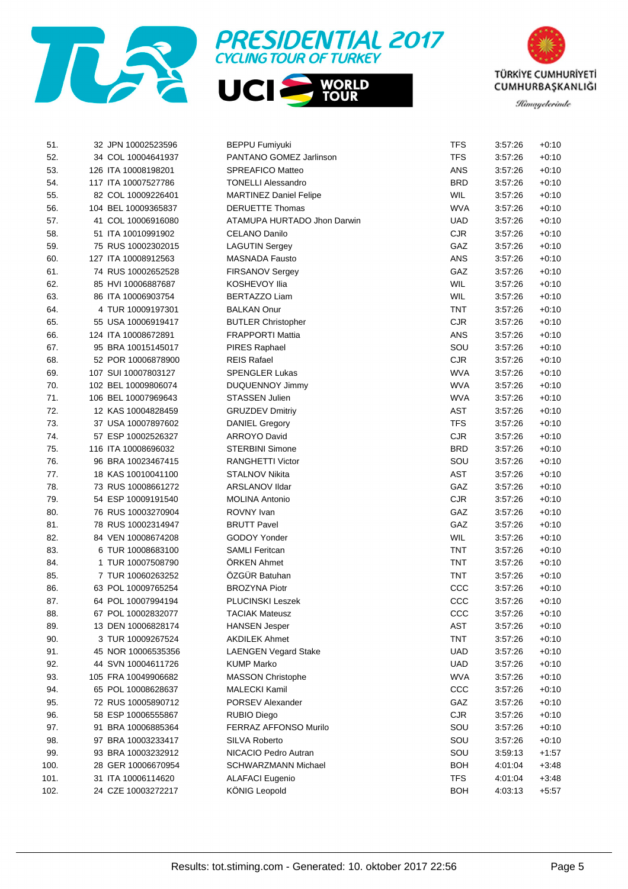PRESIDENTIAL 2017
CYCLING TOUR OF TURKEY

UCI WORLD TOUR

TÜRKİYE CUMHURİYETİ CUMHURBAŞKANLIĞI
Himayelerinde

| Rank | Bib | Nat | UCI ID | Name | Team | Time | Gap |
|---|---|---|---|---|---|---|---|
| 51. | 32 | JPN | 10002523596 | BEPPU Fumiyuki | TFS | 3:57:26 | +0:10 |
| 52. | 34 | COL | 10004641937 | PANTANO GOMEZ Jarlinson | TFS | 3:57:26 | +0:10 |
| 53. | 126 | ITA | 10008198201 | SPREAFICO Matteo | ANS | 3:57:26 | +0:10 |
| 54. | 117 | ITA | 10007527786 | TONELLI Alessandro | BRD | 3:57:26 | +0:10 |
| 55. | 82 | COL | 10009226401 | MARTINEZ Daniel Felipe | WIL | 3:57:26 | +0:10 |
| 56. | 104 | BEL | 10009365837 | DERUETTE Thomas | WVA | 3:57:26 | +0:10 |
| 57. | 41 | COL | 10006916080 | ATAMUPA HURTADO Jhon Darwin | UAD | 3:57:26 | +0:10 |
| 58. | 51 | ITA | 10010991902 | CELANO Danilo | CJR | 3:57:26 | +0:10 |
| 59. | 75 | RUS | 10002302015 | LAGUTIN Sergey | GAZ | 3:57:26 | +0:10 |
| 60. | 127 | ITA | 10008912563 | MASNADA Fausto | ANS | 3:57:26 | +0:10 |
| 61. | 74 | RUS | 10002652528 | FIRSANOV Sergey | GAZ | 3:57:26 | +0:10 |
| 62. | 85 | HVI | 10006887687 | KOSHEVOY Ilia | WIL | 3:57:26 | +0:10 |
| 63. | 86 | ITA | 10006903754 | BERTAZZO Liam | WIL | 3:57:26 | +0:10 |
| 64. | 4 | TUR | 10009197301 | BALKAN Onur | TNT | 3:57:26 | +0:10 |
| 65. | 55 | USA | 10006919417 | BUTLER Christopher | CJR | 3:57:26 | +0:10 |
| 66. | 124 | ITA | 10008672891 | FRAPPORTI Mattia | ANS | 3:57:26 | +0:10 |
| 67. | 95 | BRA | 10015145017 | PIRES Raphael | SOU | 3:57:26 | +0:10 |
| 68. | 52 | POR | 10006878900 | REIS Rafael | CJR | 3:57:26 | +0:10 |
| 69. | 107 | SUI | 10007803127 | SPENGLER Lukas | WVA | 3:57:26 | +0:10 |
| 70. | 102 | BEL | 10009806074 | DUQUENNOY Jimmy | WVA | 3:57:26 | +0:10 |
| 71. | 106 | BEL | 10007969643 | STASSEN Julien | WVA | 3:57:26 | +0:10 |
| 72. | 12 | KAS | 10004828459 | GRUZDEV Dmitriy | AST | 3:57:26 | +0:10 |
| 73. | 37 | USA | 10007897602 | DANIEL Gregory | TFS | 3:57:26 | +0:10 |
| 74. | 57 | ESP | 10002526327 | ARROYO David | CJR | 3:57:26 | +0:10 |
| 75. | 116 | ITA | 10008696032 | STERBINI Simone | BRD | 3:57:26 | +0:10 |
| 76. | 96 | BRA | 10023467415 | RANGHETTI Victor | SOU | 3:57:26 | +0:10 |
| 77. | 18 | KAS | 10010041100 | STALNOV Nikita | AST | 3:57:26 | +0:10 |
| 78. | 73 | RUS | 10008661272 | ARSLANOV Ildar | GAZ | 3:57:26 | +0:10 |
| 79. | 54 | ESP | 10009191540 | MOLINA Antonio | CJR | 3:57:26 | +0:10 |
| 80. | 76 | RUS | 10003270904 | ROVNY Ivan | GAZ | 3:57:26 | +0:10 |
| 81. | 78 | RUS | 10002314947 | BRUTT Pavel | GAZ | 3:57:26 | +0:10 |
| 82. | 84 | VEN | 10008674208 | GODOY Yonder | WIL | 3:57:26 | +0:10 |
| 83. | 6 | TUR | 10008683100 | SAMLI Feritcan | TNT | 3:57:26 | +0:10 |
| 84. | 1 | TUR | 10007508790 | ÖRKEN Ahmet | TNT | 3:57:26 | +0:10 |
| 85. | 7 | TUR | 10060263252 | ÖZGÜR Batuhan | TNT | 3:57:26 | +0:10 |
| 86. | 63 | POL | 10009765254 | BROZYNA Piotr | CCC | 3:57:26 | +0:10 |
| 87. | 64 | POL | 10007994194 | PLUCINSKI Leszek | CCC | 3:57:26 | +0:10 |
| 88. | 67 | POL | 10002832077 | TACIAK Mateusz | CCC | 3:57:26 | +0:10 |
| 89. | 13 | DEN | 10006828174 | HANSEN Jesper | AST | 3:57:26 | +0:10 |
| 90. | 3 | TUR | 10009267524 | AKDILEK Ahmet | TNT | 3:57:26 | +0:10 |
| 91. | 45 | NOR | 10006535356 | LAENGEN Vegard Stake | UAD | 3:57:26 | +0:10 |
| 92. | 44 | SVN | 10004611726 | KUMP Marko | UAD | 3:57:26 | +0:10 |
| 93. | 105 | FRA | 10049906682 | MASSON Christophe | WVA | 3:57:26 | +0:10 |
| 94. | 65 | POL | 10008628637 | MALECKI Kamil | CCC | 3:57:26 | +0:10 |
| 95. | 72 | RUS | 10005890712 | PORSEV Alexander | GAZ | 3:57:26 | +0:10 |
| 96. | 58 | ESP | 10006555867 | RUBIO Diego | CJR | 3:57:26 | +0:10 |
| 97. | 91 | BRA | 10006885364 | FERRAZ AFFONSO Murilo | SOU | 3:57:26 | +0:10 |
| 98. | 97 | BRA | 10003233417 | SILVA Roberto | SOU | 3:57:26 | +0:10 |
| 99. | 93 | BRA | 10003232912 | NICACIO Pedro Autran | SOU | 3:59:13 | +1:57 |
| 100. | 28 | GER | 10006670954 | SCHWARZMANN Michael | BOH | 4:01:04 | +3:48 |
| 101. | 31 | ITA | 10006114620 | ALAFACI Eugenio | TFS | 4:01:04 | +3:48 |
| 102. | 24 | CZE | 10003272217 | KÖNIG Leopold | BOH | 4:03:13 | +5:57 |

Results: tot.stiming.com - Generated: 10. oktober 2017 22:56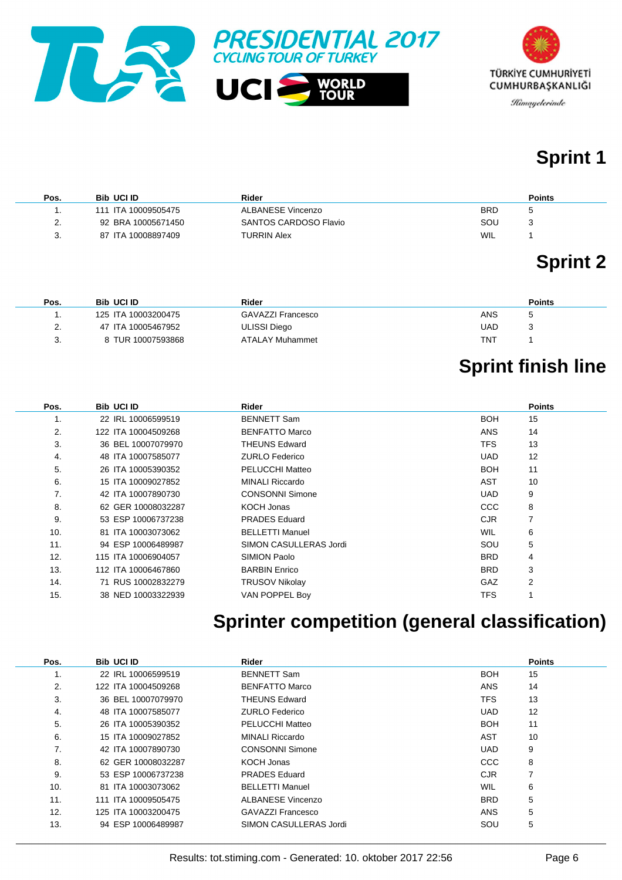## Sprint 1

| Pos. | Bib | UCI ID | Rider | | Points |
|---|---|---|---|---|---|
| 1. | 111 | ITA 10009505475 | ALBANESE Vincenzo | BRD | 5 |
| 2. | 92 | BRA 10005671450 | SANTOS CARDOSO Flavio | SOU | 3 |
| 3. | 87 | ITA 10008897409 | TURRIN Alex | WIL | 1 |

## Sprint 2

| Pos. | Bib | UCI ID | Rider | | Points |
|---|---|---|---|---|---|
| 1. | 125 | ITA 10003200475 | GAVAZZI Francesco | ANS | 5 |
| 2. | 47 | ITA 10005467952 | ULISSI Diego | UAD | 3 |
| 3. | 8 | TUR 10007593868 | ATALAY Muhammet | TNT | 1 |

## Sprint finish line

| Pos. | Bib | UCI ID | Rider | | Points |
|---|---|---|---|---|---|
| 1. | 22 | IRL 10006599519 | BENNETT Sam | BOH | 15 |
| 2. | 122 | ITA 10004509268 | BENFATTO Marco | ANS | 14 |
| 3. | 36 | BEL 10007079970 | THEUNS Edward | TFS | 13 |
| 4. | 48 | ITA 10007585077 | ZURLO Federico | UAD | 12 |
| 5. | 26 | ITA 10005390352 | PELUCCHI Matteo | BOH | 11 |
| 6. | 15 | ITA 10009027852 | MINALI Riccardo | AST | 10 |
| 7. | 42 | ITA 10007890730 | CONSONNI Simone | UAD | 9 |
| 8. | 62 | GER 10008032287 | KOCH Jonas | CCC | 8 |
| 9. | 53 | ESP 10006737238 | PRADES Eduard | CJR | 7 |
| 10. | 81 | ITA 10003073062 | BELLETTI Manuel | WIL | 6 |
| 11. | 94 | ESP 10006489987 | SIMON CASULLERAS Jordi | SOU | 5 |
| 12. | 115 | ITA 10006904057 | SIMION Paolo | BRD | 4 |
| 13. | 112 | ITA 10006467860 | BARBIN Enrico | BRD | 3 |
| 14. | 71 | RUS 10002832279 | TRUSOV Nikolay | GAZ | 2 |
| 15. | 38 | NED 10003322939 | VAN POPPEL Boy | TFS | 1 |

## Sprinter competition (general classification)

| Pos. | Bib | UCI ID | Rider | | Points |
|---|---|---|---|---|---|
| 1. | 22 | IRL 10006599519 | BENNETT Sam | BOH | 15 |
| 2. | 122 | ITA 10004509268 | BENFATTO Marco | ANS | 14 |
| 3. | 36 | BEL 10007079970 | THEUNS Edward | TFS | 13 |
| 4. | 48 | ITA 10007585077 | ZURLO Federico | UAD | 12 |
| 5. | 26 | ITA 10005390352 | PELUCCHI Matteo | BOH | 11 |
| 6. | 15 | ITA 10009027852 | MINALI Riccardo | AST | 10 |
| 7. | 42 | ITA 10007890730 | CONSONNI Simone | UAD | 9 |
| 8. | 62 | GER 10008032287 | KOCH Jonas | CCC | 8 |
| 9. | 53 | ESP 10006737238 | PRADES Eduard | CJR | 7 |
| 10. | 81 | ITA 10003073062 | BELLETTI Manuel | WIL | 6 |
| 11. | 111 | ITA 10009505475 | ALBANESE Vincenzo | BRD | 5 |
| 12. | 125 | ITA 10003200475 | GAVAZZI Francesco | ANS | 5 |
| 13. | 94 | ESP 10006489987 | SIMON CASULLERAS Jordi | SOU | 5 |

Results: tot.stiming.com - Generated: 10. oktober 2017 22:56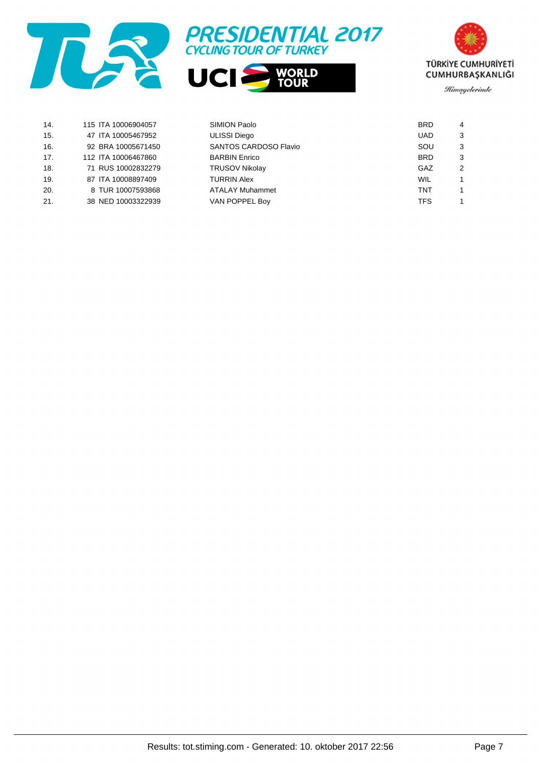| | | | | | |
|---|---|---|---|---|---|
| 14. | 115 | ITA 10006904057 | SIMION Paolo | BRD | 4 |
| 15. | 47 | ITA 10005467952 | ULISSI Diego | UAD | 3 |
| 16. | 92 | BRA 10005671450 | SANTOS CARDOSO Flavio | SOU | 3 |
| 17. | 112 | ITA 10006467860 | BARBIN Enrico | BRD | 3 |
| 18. | 71 | RUS 10002832279 | TRUSOV Nikolay | GAZ | 2 |
| 19. | 87 | ITA 10008897409 | TURRIN Alex | WIL | 1 |
| 20. | 8 | TUR 10007593868 | ATALAY Muhammet | TNT | 1 |
| 21. | 38 | NED 10003322939 | VAN POPPEL Boy | TFS | 1 |

Results: tot.stiming.com - Generated: 10. oktober 2017 22:56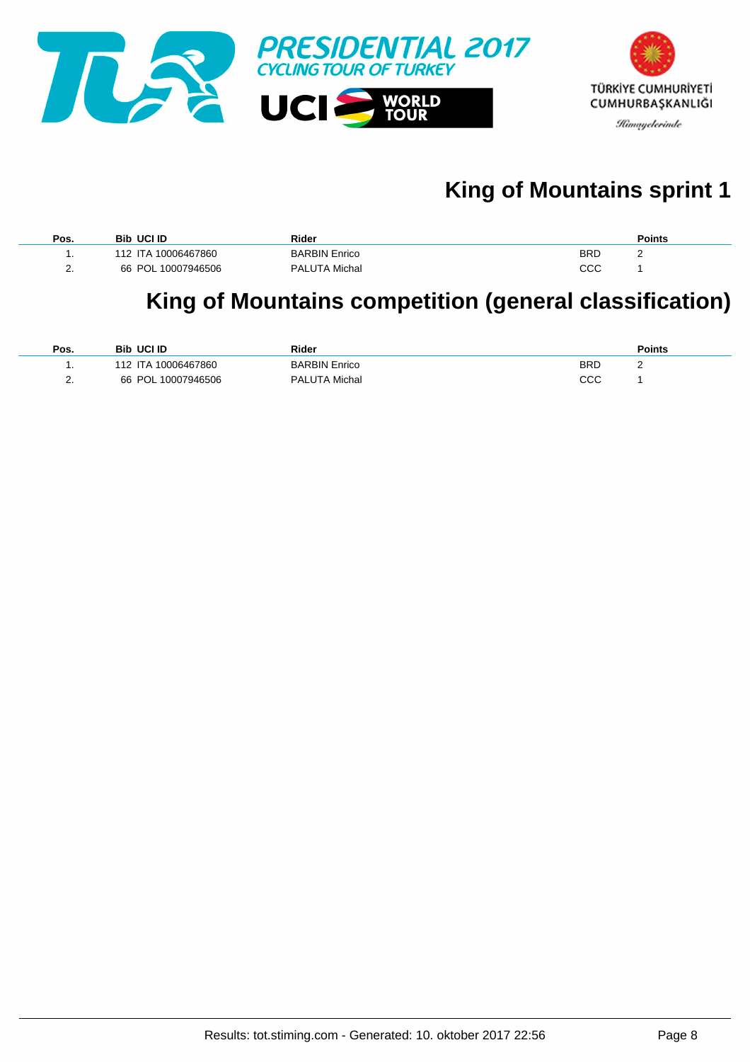PRESIDENTIAL 2017
CYCLING TOUR OF TURKEY

UCI WORLD TOUR

TÜRKİYE CUMHURİYETİ CUMHURBAŞKANLIĞI
Himayelerinde

## King of Mountains sprint 1

| Pos. | Bib | UCI ID | Rider | | Points |
|---|---|---|---|---|---|
| 1. | 112 | ITA 10006467860 | BARBIN Enrico | BRD | 2 |
| 2. | 66 | POL 10007946506 | PALUTA Michal | CCC | 1 |

## King of Mountains competition (general classification)

| Pos. | Bib | UCI ID | Rider | | Points |
|---|---|---|---|---|---|
| 1. | 112 | ITA 10006467860 | BARBIN Enrico | BRD | 2 |
| 2. | 66 | POL 10007946506 | PALUTA Michal | CCC | 1 |

Results: tot.stiming.com - Generated: 10. oktober 2017 22:56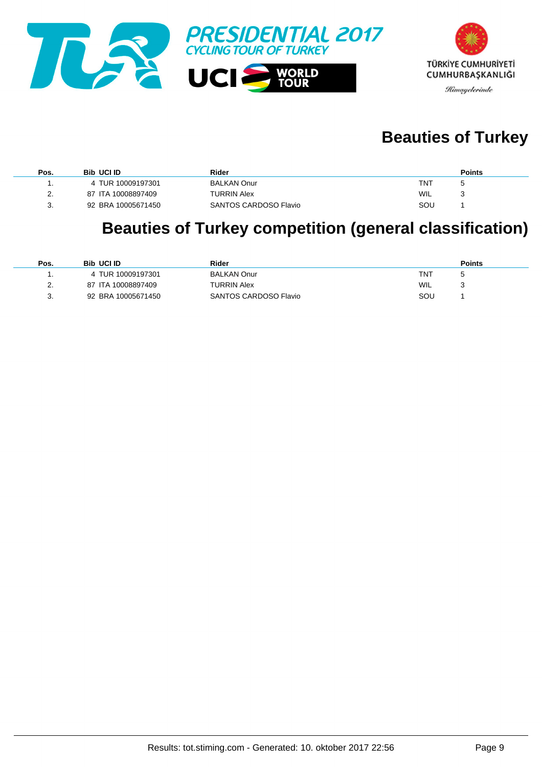PRESIDENTIAL 2017
CYCLING TOUR OF TURKEY

UCI WORLD TOUR

TÜRKİYE CUMHURİYETİ CUMHURBAŞKANLIĞI
Himayelerinde

## Beauties of Turkey

| Pos. | Bib | UCI ID | Rider | | Points |
|---|---|---|---|---|---|
| 1. | 4 | TUR 10009197301 | BALKAN Onur | TNT | 5 |
| 2. | 87 | ITA 10008897409 | TURRIN Alex | WIL | 3 |
| 3. | 92 | BRA 10005671450 | SANTOS CARDOSO Flavio | SOU | 1 |

## Beauties of Turkey competition (general classification)

| Pos. | Bib | UCI ID | Rider | | Points |
|---|---|---|---|---|---|
| 1. | 4 | TUR 10009197301 | BALKAN Onur | TNT | 5 |
| 2. | 87 | ITA 10008897409 | TURRIN Alex | WIL | 3 |
| 3. | 92 | BRA 10005671450 | SANTOS CARDOSO Flavio | SOU | 1 |

Results: tot.stiming.com - Generated: 10. oktober 2017 22:56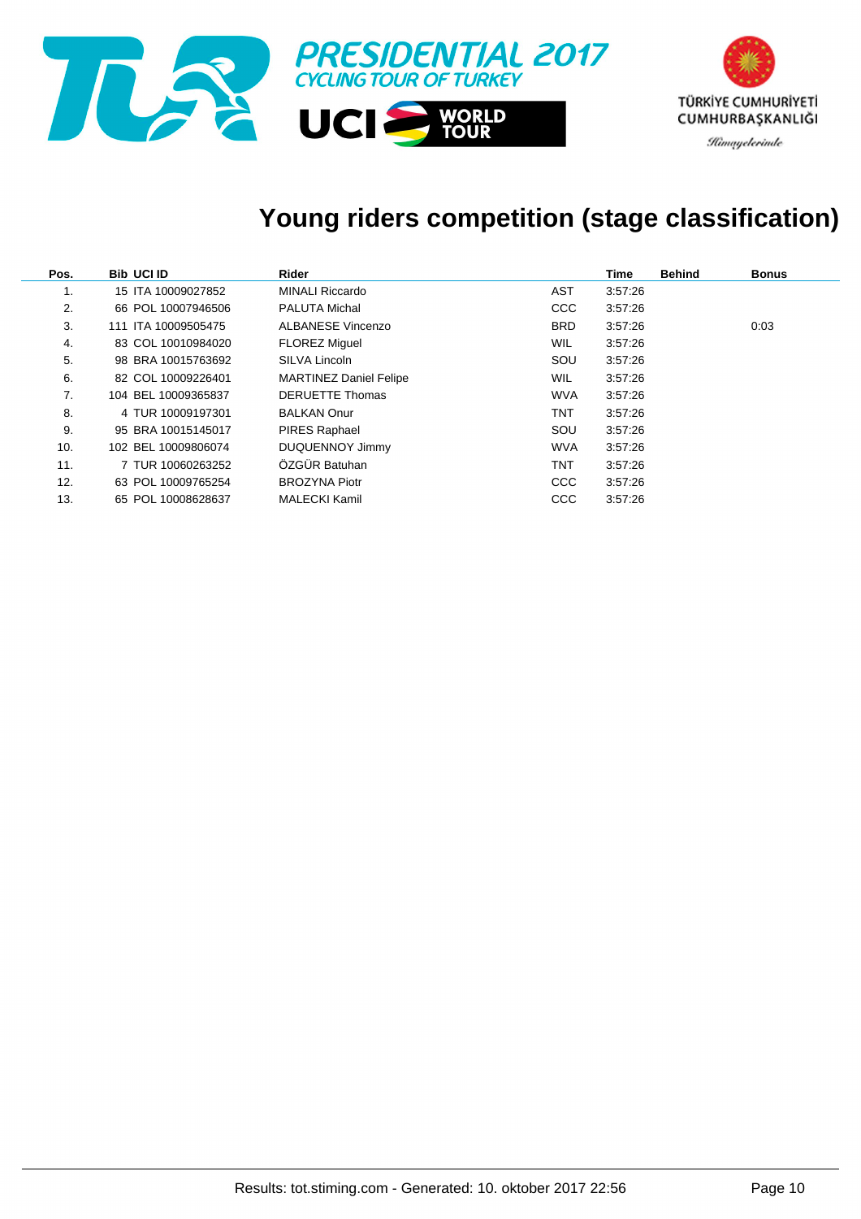PRESIDENTIAL 2017
CYCLING TOUR OF TURKEY

UCI WORLD TOUR

TÜRKİYE CUMHURİYETİ CUMHURBAŞKANLIĞI
Himayelerinde

# Young riders competition (stage classification)

| Pos. | Bib | UCI ID | Rider | | Time | Behind | Bonus |
|---|---|---|---|---|---|---|---|
| 1. | 15 | ITA 10009027852 | MINALI Riccardo | AST | 3:57:26 | | |
| 2. | 66 | POL 10007946506 | PALUTA Michal | CCC | 3:57:26 | | |
| 3. | 111 | ITA 10009505475 | ALBANESE Vincenzo | BRD | 3:57:26 | | 0:03 |
| 4. | 83 | COL 10010984020 | FLOREZ Miguel | WIL | 3:57:26 | | |
| 5. | 98 | BRA 10015763692 | SILVA Lincoln | SOU | 3:57:26 | | |
| 6. | 82 | COL 10009226401 | MARTINEZ Daniel Felipe | WIL | 3:57:26 | | |
| 7. | 104 | BEL 10009365837 | DERUETTE Thomas | WVA | 3:57:26 | | |
| 8. | 4 | TUR 10009197301 | BALKAN Onur | TNT | 3:57:26 | | |
| 9. | 95 | BRA 10015145017 | PIRES Raphael | SOU | 3:57:26 | | |
| 10. | 102 | BEL 10009806074 | DUQUENNOY Jimmy | WVA | 3:57:26 | | |
| 11. | 7 | TUR 10060263252 | ÖZGÜR Batuhan | TNT | 3:57:26 | | |
| 12. | 63 | POL 10009765254 | BROZYNA Piotr | CCC | 3:57:26 | | |
| 13. | 65 | POL 10008628637 | MALECKI Kamil | CCC | 3:57:26 | | |

Results: tot.stiming.com - Generated: 10. oktober 2017 22:56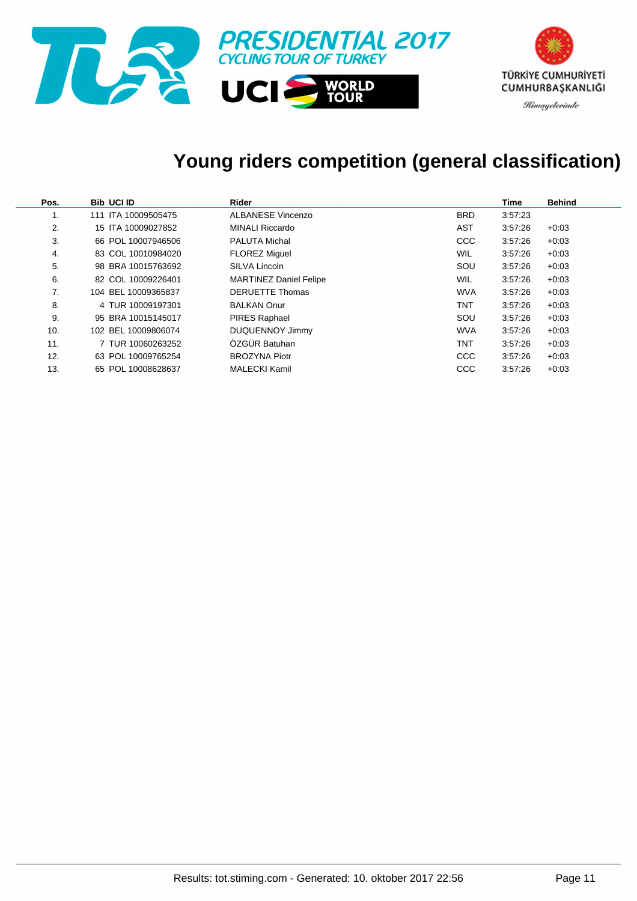# Young riders competition (general classification)

| Pos. | Bib | UCI ID | Rider | | Time | Behind |
|---|---|---|---|---|---|---|
| 1. | 111 | ITA 10009505475 | ALBANESE Vincenzo | BRD | 3:57:23 | |
| 2. | 15 | ITA 10009027852 | MINALI Riccardo | AST | 3:57:26 | +0:03 |
| 3. | 66 | POL 10007946506 | PALUTA Michal | CCC | 3:57:26 | +0:03 |
| 4. | 83 | COL 10010984020 | FLOREZ Miguel | WIL | 3:57:26 | +0:03 |
| 5. | 98 | BRA 10015763692 | SILVA Lincoln | SOU | 3:57:26 | +0:03 |
| 6. | 82 | COL 10009226401 | MARTINEZ Daniel Felipe | WIL | 3:57:26 | +0:03 |
| 7. | 104 | BEL 10009365837 | DERUETTE Thomas | WVA | 3:57:26 | +0:03 |
| 8. | 4 | TUR 10009197301 | BALKAN Onur | TNT | 3:57:26 | +0:03 |
| 9. | 95 | BRA 10015145017 | PIRES Raphael | SOU | 3:57:26 | +0:03 |
| 10. | 102 | BEL 10009806074 | DUQUENNOY Jimmy | WVA | 3:57:26 | +0:03 |
| 11. | 7 | TUR 10060263252 | ÖZGÜR Batuhan | TNT | 3:57:26 | +0:03 |
| 12. | 63 | POL 10009765254 | BROZYNA Piotr | CCC | 3:57:26 | +0:03 |
| 13. | 65 | POL 10008628637 | MALECKI Kamil | CCC | 3:57:26 | +0:03 |

Results: tot.stiming.com - Generated: 10. oktober 2017 22:56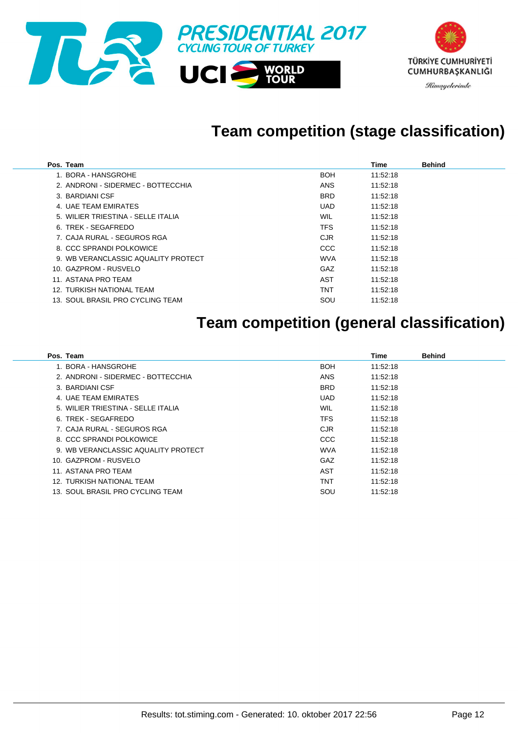# Team competition (stage classification)

| Pos. | Team | | Time | Behind |
|---|---|---|---|---|
| 1. | BORA - HANSGROHE | BOH | 11:52:18 | |
| 2. | ANDRONI - SIDERMEC - BOTTECCHIA | ANS | 11:52:18 | |
| 3. | BARDIANI CSF | BRD | 11:52:18 | |
| 4. | UAE TEAM EMIRATES | UAD | 11:52:18 | |
| 5. | WILIER TRIESTINA - SELLE ITALIA | WIL | 11:52:18 | |
| 6. | TREK - SEGAFREDO | TFS | 11:52:18 | |
| 7. | CAJA RURAL - SEGUROS RGA | CJR | 11:52:18 | |
| 8. | CCC SPRANDI POLKOWICE | CCC | 11:52:18 | |
| 9. | WB VERANCLASSIC AQUALITY PROTECT | WVA | 11:52:18 | |
| 10. | GAZPROM - RUSVELO | GAZ | 11:52:18 | |
| 11. | ASTANA PRO TEAM | AST | 11:52:18 | |
| 12. | TURKISH NATIONAL TEAM | TNT | 11:52:18 | |
| 13. | SOUL BRASIL PRO CYCLING TEAM | SOU | 11:52:18 | |

# Team competition (general classification)

| Pos. | Team | | Time | Behind |
|---|---|---|---|---|
| 1. | BORA - HANSGROHE | BOH | 11:52:18 | |
| 2. | ANDRONI - SIDERMEC - BOTTECCHIA | ANS | 11:52:18 | |
| 3. | BARDIANI CSF | BRD | 11:52:18 | |
| 4. | UAE TEAM EMIRATES | UAD | 11:52:18 | |
| 5. | WILIER TRIESTINA - SELLE ITALIA | WIL | 11:52:18 | |
| 6. | TREK - SEGAFREDO | TFS | 11:52:18 | |
| 7. | CAJA RURAL - SEGUROS RGA | CJR | 11:52:18 | |
| 8. | CCC SPRANDI POLKOWICE | CCC | 11:52:18 | |
| 9. | WB VERANCLASSIC AQUALITY PROTECT | WVA | 11:52:18 | |
| 10. | GAZPROM - RUSVELO | GAZ | 11:52:18 | |
| 11. | ASTANA PRO TEAM | AST | 11:52:18 | |
| 12. | TURKISH NATIONAL TEAM | TNT | 11:52:18 | |
| 13. | SOUL BRASIL PRO CYCLING TEAM | SOU | 11:52:18 | |

Results: tot.stiming.com - Generated: 10. oktober 2017 22:56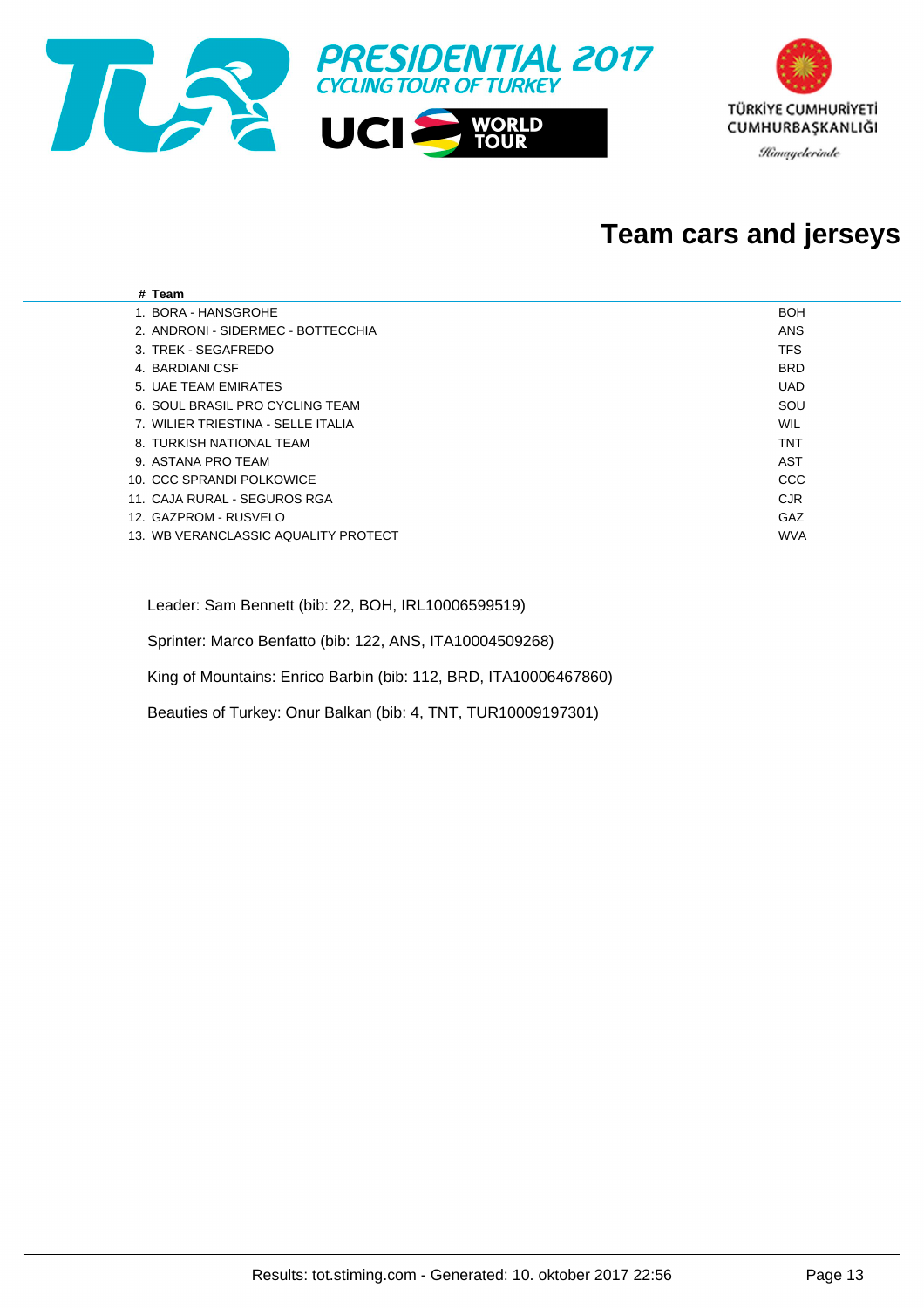PRESIDENTIAL 2017
CYCLING TOUR OF TURKEY

UCI WORLD TOUR

TÜRKİYE CUMHURİYETİ CUMHURBAŞKANLIĞI
Himayelerinde

## Team cars and jerseys

| # | Team | |
|---|---|---|
| 1. | BORA - HANSGROHE | BOH |
| 2. | ANDRONI - SIDERMEC - BOTTECCHIA | ANS |
| 3. | TREK - SEGAFREDO | TFS |
| 4. | BARDIANI CSF | BRD |
| 5. | UAE TEAM EMIRATES | UAD |
| 6. | SOUL BRASIL PRO CYCLING TEAM | SOU |
| 7. | WILIER TRIESTINA - SELLE ITALIA | WIL |
| 8. | TURKISH NATIONAL TEAM | TNT |
| 9. | ASTANA PRO TEAM | AST |
| 10. | CCC SPRANDI POLKOWICE | CCC |
| 11. | CAJA RURAL - SEGUROS RGA | CJR |
| 12. | GAZPROM - RUSVELO | GAZ |
| 13. | WB VERANCLASSIC AQUALITY PROTECT | WVA |

Leader: Sam Bennett (bib: 22, BOH, IRL10006599519)

Sprinter: Marco Benfatto (bib: 122, ANS, ITA10004509268)

King of Mountains: Enrico Barbin (bib: 112, BRD, ITA10006467860)

Beauties of Turkey: Onur Balkan (bib: 4, TNT, TUR10009197301)

Results: tot.stiming.com - Generated: 10. oktober 2017 22:56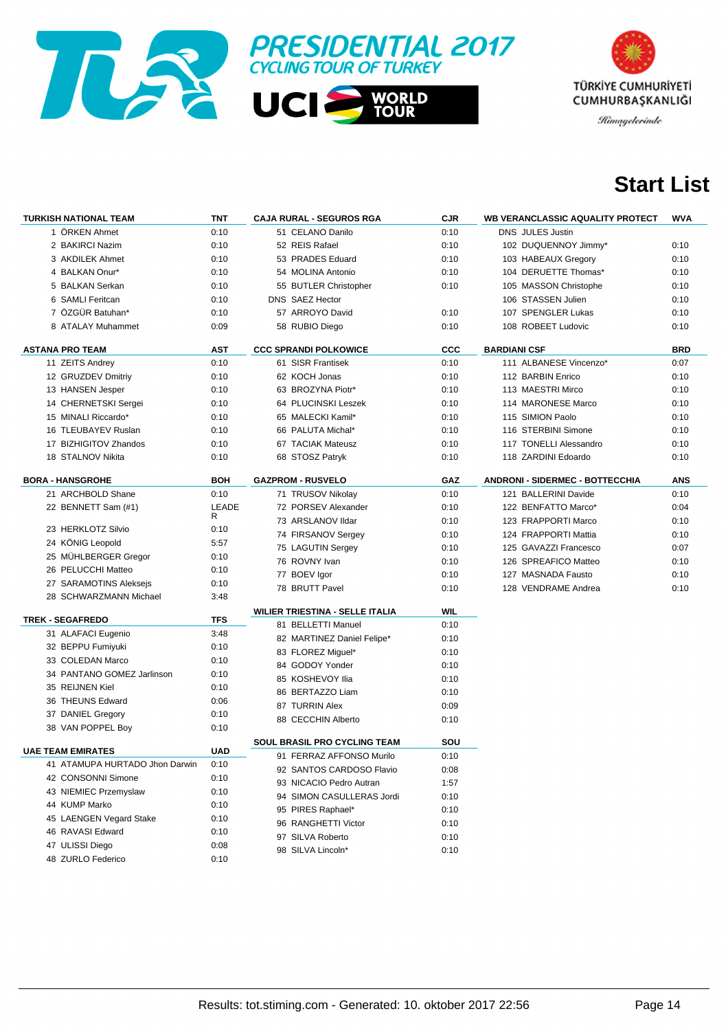# PRESIDENTIAL 2017 CYCLING TOUR OF TURKEY

UCI WORLD TOUR

TÜRKİYE CUMHURİYETİ CUMHURBAŞKANLIĞI

*Himayelerinde*

## Start List

| TURKISH NATIONAL TEAM | TNT |
|---|---|
| 1 ÖRKEN Ahmet | 0:10 |
| 2 BAKIRCI Nazim | 0:10 |
| 3 AKDILEK Ahmet | 0:10 |
| 4 BALKAN Onur* | 0:10 |
| 5 BALKAN Serkan | 0:10 |
| 6 SAMLI Feritcan | 0:10 |
| 7 ÖZGÜR Batuhan* | 0:10 |
| 8 ATALAY Muhammet | 0:09 |

| ASTANA PRO TEAM | AST |
|---|---|
| 11 ZEITS Andrey | 0:10 |
| 12 GRUZDEV Dmitriy | 0:10 |
| 13 HANSEN Jesper | 0:10 |
| 14 CHERNETSKI Sergei | 0:10 |
| 15 MINALI Riccardo* | 0:10 |
| 16 TLEUBAYEV Ruslan | 0:10 |
| 17 BIZHIGITOV Zhandos | 0:10 |
| 18 STALNOV Nikita | 0:10 |

| BORA - HANSGROHE | BOH |
|---|---|
| 21 ARCHBOLD Shane | 0:10 |
| 22 BENNETT Sam (#1) | LEADER |
| 23 HERKLOTZ Silvio | 0:10 |
| 24 KÖNIG Leopold | 5:57 |
| 25 MÜHLBERGER Gregor | 0:10 |
| 26 PELUCCHI Matteo | 0:10 |
| 27 SARAMOTINS Aleksejs | 0:10 |
| 28 SCHWARZMANN Michael | 3:48 |

| TREK - SEGAFREDO | TFS |
|---|---|
| 31 ALAFACI Eugenio | 3:48 |
| 32 BEPPU Fumiyuki | 0:10 |
| 33 COLEDAN Marco | 0:10 |
| 34 PANTANO GOMEZ Jarlinson | 0:10 |
| 35 REIJNEN Kiel | 0:10 |
| 36 THEUNS Edward | 0:06 |
| 37 DANIEL Gregory | 0:10 |
| 38 VAN POPPEL Boy | 0:10 |

| UAE TEAM EMIRATES | UAD |
|---|---|
| 41 ATAMUPA HURTADO Jhon Darwin | 0:10 |
| 42 CONSONNI Simone | 0:10 |
| 43 NIEMIEC Przemyslaw | 0:10 |
| 44 KUMP Marko | 0:10 |
| 45 LAENGEN Vegard Stake | 0:10 |
| 46 RAVASI Edward | 0:10 |
| 47 ULISSI Diego | 0:08 |
| 48 ZURLO Federico | 0:10 |

| CAJA RURAL - SEGUROS RGA | CJR |
|---|---|
| 51 CELANO Danilo | 0:10 |
| 52 REIS Rafael | 0:10 |
| 53 PRADES Eduard | 0:10 |
| 54 MOLINA Antonio | 0:10 |
| 55 BUTLER Christopher | 0:10 |
| DNS SAEZ Hector | |
| 57 ARROYO David | 0:10 |
| 58 RUBIO Diego | 0:10 |

| CCC SPRANDI POLKOWICE | CCC |
|---|---|
| 61 SISR Frantisek | 0:10 |
| 62 KOCH Jonas | 0:10 |
| 63 BROZYNA Piotr* | 0:10 |
| 64 PLUCINSKI Leszek | 0:10 |
| 65 MALECKI Kamil* | 0:10 |
| 66 PALUTA Michal* | 0:10 |
| 67 TACIAK Mateusz | 0:10 |
| 68 STOSZ Patryk | 0:10 |

| GAZPROM - RUSVELO | GAZ |
|---|---|
| 71 TRUSOV Nikolay | 0:10 |
| 72 PORSEV Alexander | 0:10 |
| 73 ARSLANOV Ildar | 0:10 |
| 74 FIRSANOV Sergey | 0:10 |
| 75 LAGUTIN Sergey | 0:10 |
| 76 ROVNY Ivan | 0:10 |
| 77 BOEV Igor | 0:10 |
| 78 BRUTT Pavel | 0:10 |

| WILIER TRIESTINA - SELLE ITALIA | WIL |
|---|---|
| 81 BELLETTI Manuel | 0:10 |
| 82 MARTINEZ Daniel Felipe* | 0:10 |
| 83 FLOREZ Miguel* | 0:10 |
| 84 GODOY Yonder | 0:10 |
| 85 KOSHEVOY Ilia | 0:10 |
| 86 BERTAZZO Liam | 0:10 |
| 87 TURRIN Alex | 0:09 |
| 88 CECCHIN Alberto | 0:10 |

| SOUL BRASIL PRO CYCLING TEAM | SOU |
|---|---|
| 91 FERRAZ AFFONSO Murilo | 0:10 |
| 92 SANTOS CARDOSO Flavio | 0:08 |
| 93 NICACIO Pedro Autran | 1:57 |
| 94 SIMON CASULLERAS Jordi | 0:10 |
| 95 PIRES Raphael* | 0:10 |
| 96 RANGHETTI Victor | 0:10 |
| 97 SILVA Roberto | 0:10 |
| 98 SILVA Lincoln* | 0:10 |

| WB VERANCLASSIC AQUALITY PROTECT | WVA |
|---|---|
| DNS JULES Justin | |
| 102 DUQUENNOY Jimmy* | 0:10 |
| 103 HABEAUX Gregory | 0:10 |
| 104 DERUETTE Thomas* | 0:10 |
| 105 MASSON Christophe | 0:10 |
| 106 STASSEN Julien | 0:10 |
| 107 SPENGLER Lukas | 0:10 |
| 108 ROBEET Ludovic | 0:10 |

| BARDIANI CSF | BRD |
|---|---|
| 111 ALBANESE Vincenzo* | 0:07 |
| 112 BARBIN Enrico | 0:10 |
| 113 MAESTRI Mirco | 0:10 |
| 114 MARONESE Marco | 0:10 |
| 115 SIMION Paolo | 0:10 |
| 116 STERBINI Simone | 0:10 |
| 117 TONELLI Alessandro | 0:10 |
| 118 ZARDINI Edoardo | 0:10 |

| ANDRONI - SIDERMEC - BOTTECCHIA | ANS |
|---|---|
| 121 BALLERINI Davide | 0:10 |
| 122 BENFATTO Marco* | 0:04 |
| 123 FRAPPORTI Marco | 0:10 |
| 124 FRAPPORTI Mattia | 0:10 |
| 125 GAVAZZI Francesco | 0:07 |
| 126 SPREAFICO Matteo | 0:10 |
| 127 MASNADA Fausto | 0:10 |
| 128 VENDRAME Andrea | 0:10 |

Results: tot.stiming.com - Generated: 10. oktober 2017 22:56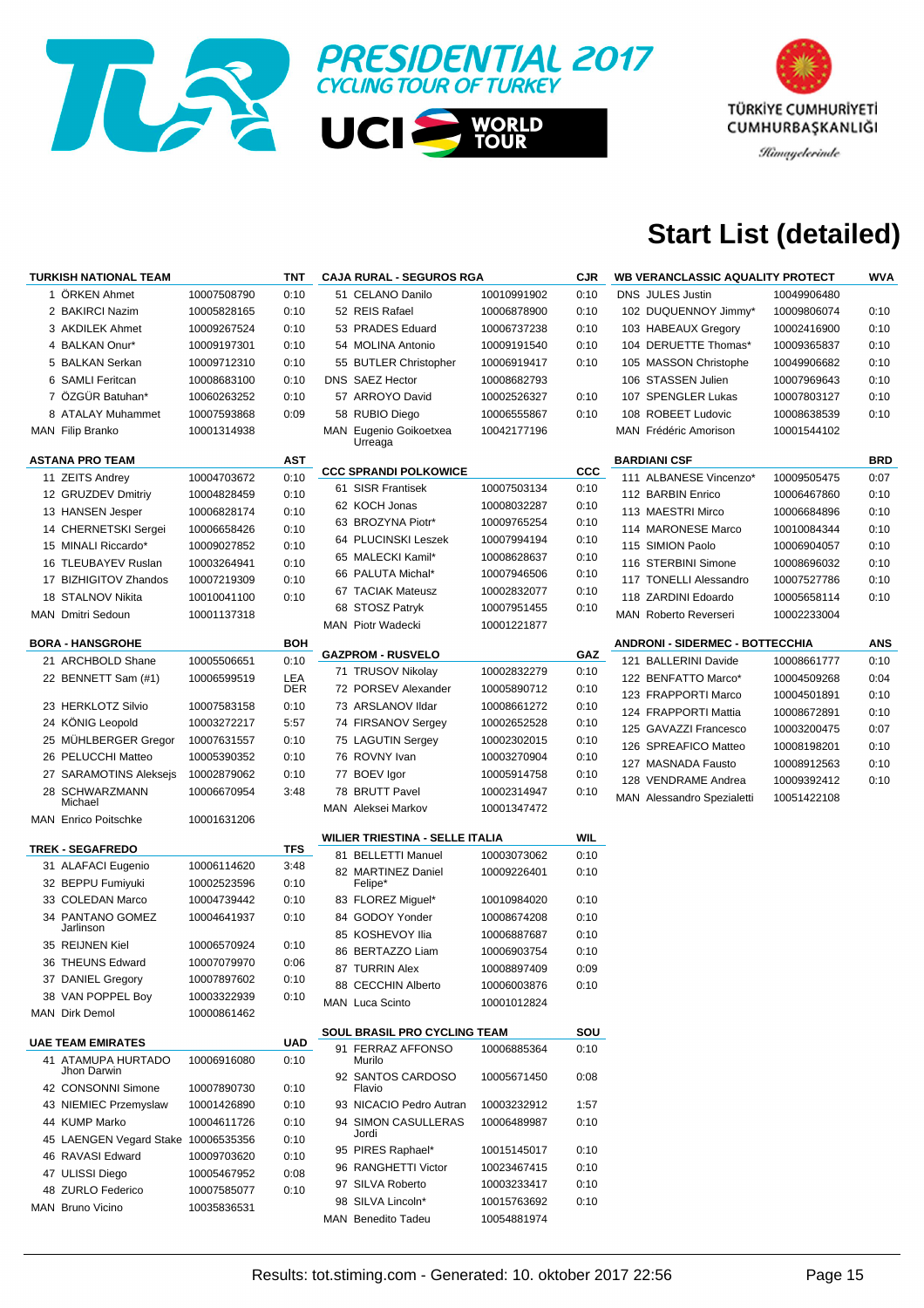# PRESIDENTIAL 2017 CYCLING TOUR OF TURKEY

UCI WORLD TOUR

TÜRKİYE CUMHURİYETİ CUMHURBAŞKANLIĞI

*Himayelerinde*

# Start List (detailed)

| TURKISH NATIONAL TEAM | | TNT |
|---|---|---|
| 1 ÖRKEN Ahmet | 10007508790 | 0:10 |
| 2 BAKIRCI Nazim | 10005828165 | 0:10 |
| 3 AKDILEK Ahmet | 10009267524 | 0:10 |
| 4 BALKAN Onur* | 10009197301 | 0:10 |
| 5 BALKAN Serkan | 10009712310 | 0:10 |
| 6 SAMLI Feritcan | 10008683100 | 0:10 |
| 7 ÖZGÜR Batuhan* | 10060263252 | 0:10 |
| 8 ATALAY Muhammet | 10007593868 | 0:09 |
| MAN Filip Branko | 10001314938 | |

| ASTANA PRO TEAM | | AST |
|---|---|---|
| 11 ZEITS Andrey | 10004703672 | 0:10 |
| 12 GRUZDEV Dmitriy | 10004828459 | 0:10 |
| 13 HANSEN Jesper | 10006828174 | 0:10 |
| 14 CHERNETSKI Sergei | 10006658426 | 0:10 |
| 15 MINALI Riccardo* | 10009072852 | 0:10 |
| 16 TLEUBAYEV Ruslan | 10003264941 | 0:10 |
| 17 BIZHIGITOV Zhandos | 10007219309 | 0:10 |
| 18 STALNOV Nikita | 10010041100 | 0:10 |
| MAN Dmitri Sedoun | 10001137318 | |

| BORA - HANSGROHE | | BOH |
|---|---|---|
| 21 ARCHBOLD Shane | 10005506651 | 0:10 |
| 22 BENNETT Sam (#1) | 10006599519 | LEA DER |
| 23 HERKLOTZ Silvio | 10007583158 | 0:10 |
| 24 KÖNIG Leopold | 10003272217 | 5:57 |
| 25 MÜHLBERGER Gregor | 10007631557 | 0:10 |
| 26 PELUCCHI Matteo | 10005390352 | 0:10 |
| 27 SARAMOTINS Aleksejs | 10002879062 | 0:10 |
| 28 SCHWARZMANN Michael | 10006670954 | 3:48 |
| MAN Enrico Poitschke | 10001631206 | |

| TREK - SEGAFREDO | | TFS |
|---|---|---|
| 31 ALAFACI Eugenio | 10006114620 | 3:48 |
| 32 BEPPU Fumiyuki | 10002523596 | 0:10 |
| 33 COLEDAN Marco | 10004739442 | 0:10 |
| 34 PANTANO GOMEZ Jarlinson | 10004641937 | 0:10 |
| 35 REIJNEN Kiel | 10006570924 | 0:10 |
| 36 THEUNS Edward | 10007079970 | 0:06 |
| 37 DANIEL Gregory | 10007897602 | 0:10 |
| 38 VAN POPPEL Boy | 10003322939 | 0:10 |
| MAN Dirk Demol | 10000861462 | |

| UAE TEAM EMIRATES | | UAD |
|---|---|---|
| 41 ATAMUPA HURTADO Jhon Darwin | 10006916080 | 0:10 |
| 42 CONSONNI Simone | 10007890730 | 0:10 |
| 43 NIEMIEC Przemyslaw | 10001426890 | 0:10 |
| 44 KUMP Marko | 10004611726 | 0:10 |
| 45 LAENGEN Vegard Stake | 10006535356 | 0:10 |
| 46 RAVASI Edward | 10009703620 | 0:10 |
| 47 ULISSI Diego | 10005467952 | 0:08 |
| 48 ZURLO Federico | 10007585077 | 0:10 |
| MAN Bruno Vicino | 10035836531 | |

| CAJA RURAL - SEGUROS RGA | | CJR |
|---|---|---|
| 51 CELANO Danilo | 10010991902 | 0:10 |
| 52 REIS Rafael | 10006878900 | 0:10 |
| 53 PRADES Eduard | 10006737238 | 0:10 |
| 54 MOLINA Antonio | 10009191540 | 0:10 |
| 55 BUTLER Christopher | 10006919417 | 0:10 |
| DNS SAEZ Hector | 10008682793 | |
| 57 ARROYO David | 10002526327 | 0:10 |
| 58 RUBIO Diego | 10006555867 | 0:10 |
| MAN Eugenio Goikoetxea Urreaga | 10042177196 | |

| CCC SPRANDI POLKOWICE | | CCC |
|---|---|---|
| 61 SISR Frantisek | 10007503134 | 0:10 |
| 62 KOCH Jonas | 10008032287 | 0:10 |
| 63 BROZYNA Piotr* | 10009765254 | 0:10 |
| 64 PLUCINSKI Leszek | 10007994194 | 0:10 |
| 65 MALECKI Kamil* | 10008628637 | 0:10 |
| 66 PALUTA Michal* | 10007946506 | 0:10 |
| 67 TACIAK Mateusz | 10002832077 | 0:10 |
| 68 STOSZ Patryk | 10007951455 | 0:10 |
| MAN Piotr Wadecki | 10001221877 | |

| GAZPROM - RUSVELO | | GAZ |
|---|---|---|
| 71 TRUSOV Nikolay | 10002832279 | 0:10 |
| 72 PORSEV Alexander | 10005890712 | 0:10 |
| 73 ARSLANOV Ildar | 10008661272 | 0:10 |
| 74 FIRSANOV Sergey | 10002652528 | 0:10 |
| 75 LAGUTIN Sergey | 10002302015 | 0:10 |
| 76 ROVNY Ivan | 10003270904 | 0:10 |
| 77 BOEV Igor | 10005914758 | 0:10 |
| 78 BRUTT Pavel | 10002314947 | 0:10 |
| MAN Aleksei Markov | 10001347472 | |

| WILIER TRIESTINA - SELLE ITALIA | | WIL |
|---|---|---|
| 81 BELLETTI Manuel | 10003073062 | 0:10 |
| 82 MARTINEZ Daniel Felipe* | 10009226401 | 0:10 |
| 83 FLOREZ Miguel* | 10010984020 | 0:10 |
| 84 GODOY Yonder | 10008674208 | 0:10 |
| 85 KOSHEVOY Ilia | 10006887687 | 0:10 |
| 86 BERTAZZO Liam | 10006903754 | 0:10 |
| 87 TURRIN Alex | 10008897409 | 0:09 |
| 88 CECCHIN Alberto | 10006003876 | 0:10 |
| MAN Luca Scinto | 10001012824 | |

| SOUL BRASIL PRO CYCLING TEAM | | SOU |
|---|---|---|
| 91 FERRAZ AFFONSO Murilo | 10006885364 | 0:10 |
| 92 SANTOS CARDOSO Flavio | 10005671450 | 0:08 |
| 93 NICACIO Pedro Autran | 10003232912 | 1:57 |
| 94 SIMON CASULLERAS Jordi | 10006489987 | 0:10 |
| 95 PIRES Raphael* | 10015145017 | 0:10 |
| 96 RANGHETTI Victor | 10023467415 | 0:10 |
| 97 SILVA Roberto | 10003233417 | 0:10 |
| 98 SILVA Lincoln* | 10015763692 | 0:10 |
| MAN Benedito Tadeu | 10054881974 | |

| WB VERANCLASSIC AQUALITY PROTECT | | WVA |
|---|---|---|
| DNS JULES Justin | 10049906480 | |
| 102 DUQUENNOY Jimmy* | 10009806074 | 0:10 |
| 103 HABEAUX Gregory | 10002416900 | 0:10 |
| 104 DERUETTE Thomas* | 10009365837 | 0:10 |
| 105 MASSON Christophe | 10049906682 | 0:10 |
| 106 STASSEN Julien | 10007969643 | 0:10 |
| 107 SPENGLER Lukas | 10007803127 | 0:10 |
| 108 ROBEET Ludovic | 10008638539 | 0:10 |
| MAN Frédéric Amorison | 10001544102 | |

| BARDIANI CSF | | BRD |
|---|---|---|
| 111 ALBANESE Vincenzo* | 10009505475 | 0:07 |
| 112 BARBIN Enrico | 10006467860 | 0:10 |
| 113 MAESTRI Mirco | 10006684896 | 0:10 |
| 114 MARONESE Marco | 10010084344 | 0:10 |
| 115 SIMION Paolo | 10006904057 | 0:10 |
| 116 STERBINI Simone | 10008696032 | 0:10 |
| 117 TONELLI Alessandro | 10007527786 | 0:10 |
| 118 ZARDINI Edoardo | 10005658114 | 0:10 |
| MAN Roberto Reverseri | 10002233004 | |

| ANDRONI - SIDERMEC - BOTTECCHIA | | ANS |
|---|---|---|
| 121 BALLERINI Davide | 10008661777 | 0:10 |
| 122 BENFATTO Marco* | 10004509268 | 0:04 |
| 123 FRAPPORTI Marco | 10004501891 | 0:10 |
| 124 FRAPPORTI Mattia | 10008672891 | 0:10 |
| 125 GAVAZZI Francesco | 10003200475 | 0:07 |
| 126 SPREAFICO Matteo | 10008198201 | 0:10 |
| 127 MASNADA Fausto | 10008912563 | 0:10 |
| 128 VENDRAME Andrea | 10009392412 | 0:10 |
| MAN Alessandro Spezialetti | 10051422108 | |

Results: tot.stiming.com - Generated: 10. oktober 2017 22:56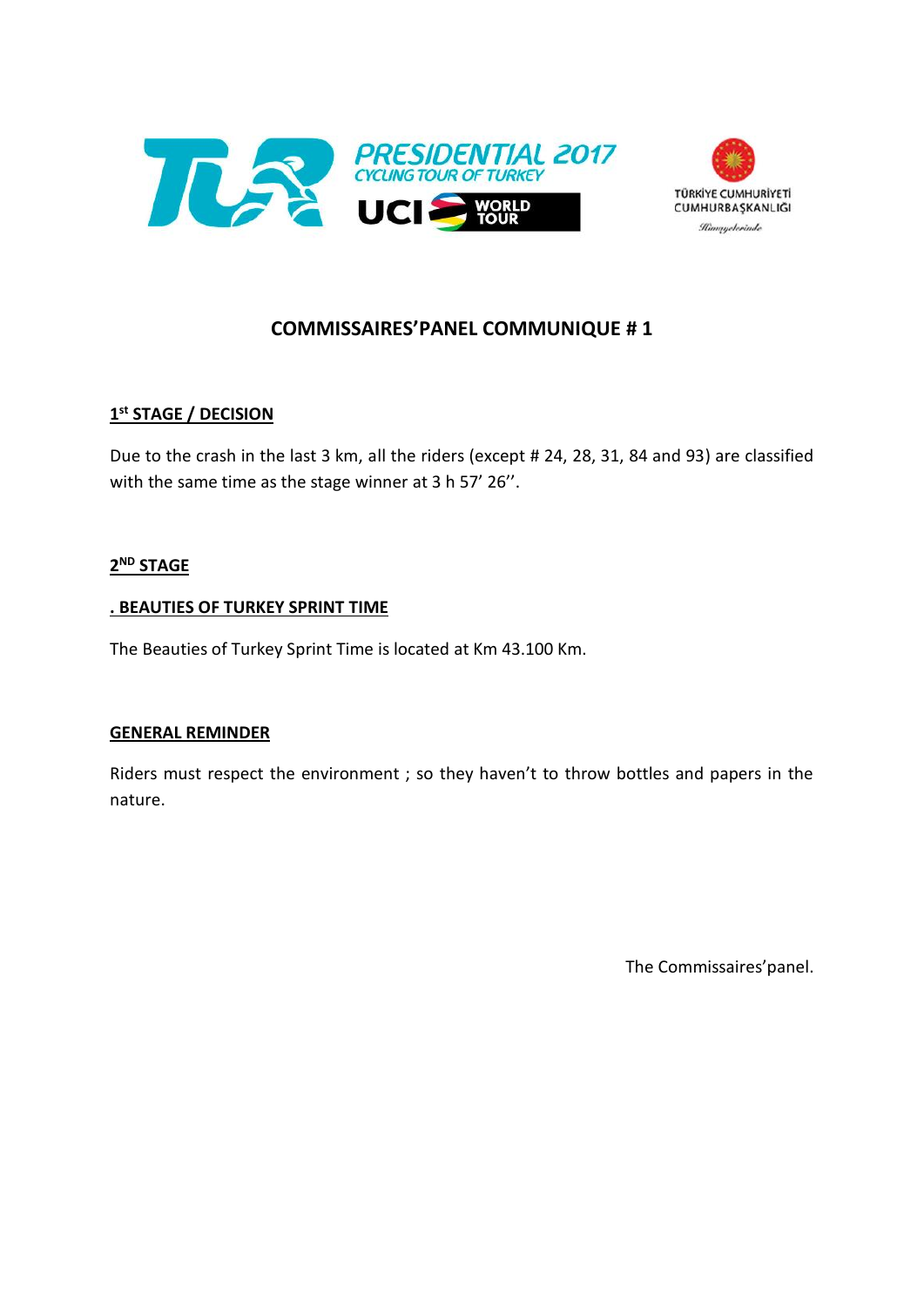# COMMISSAIRES'PANEL COMMUNIQUE # 1

## 1st STAGE / DECISION

Due to the crash in the last 3 km, all the riders (except # 24, 28, 31, 84 and 93) are classified with the same time as the stage winner at 3 h 57' 26''.

## 2ND STAGE

### . BEAUTIES OF TURKEY SPRINT TIME

The Beauties of Turkey Sprint Time is located at Km 43.100 Km.

## GENERAL REMINDER

Riders must respect the environment ; so they haven't to throw bottles and papers in the nature.

The Commissaires'panel.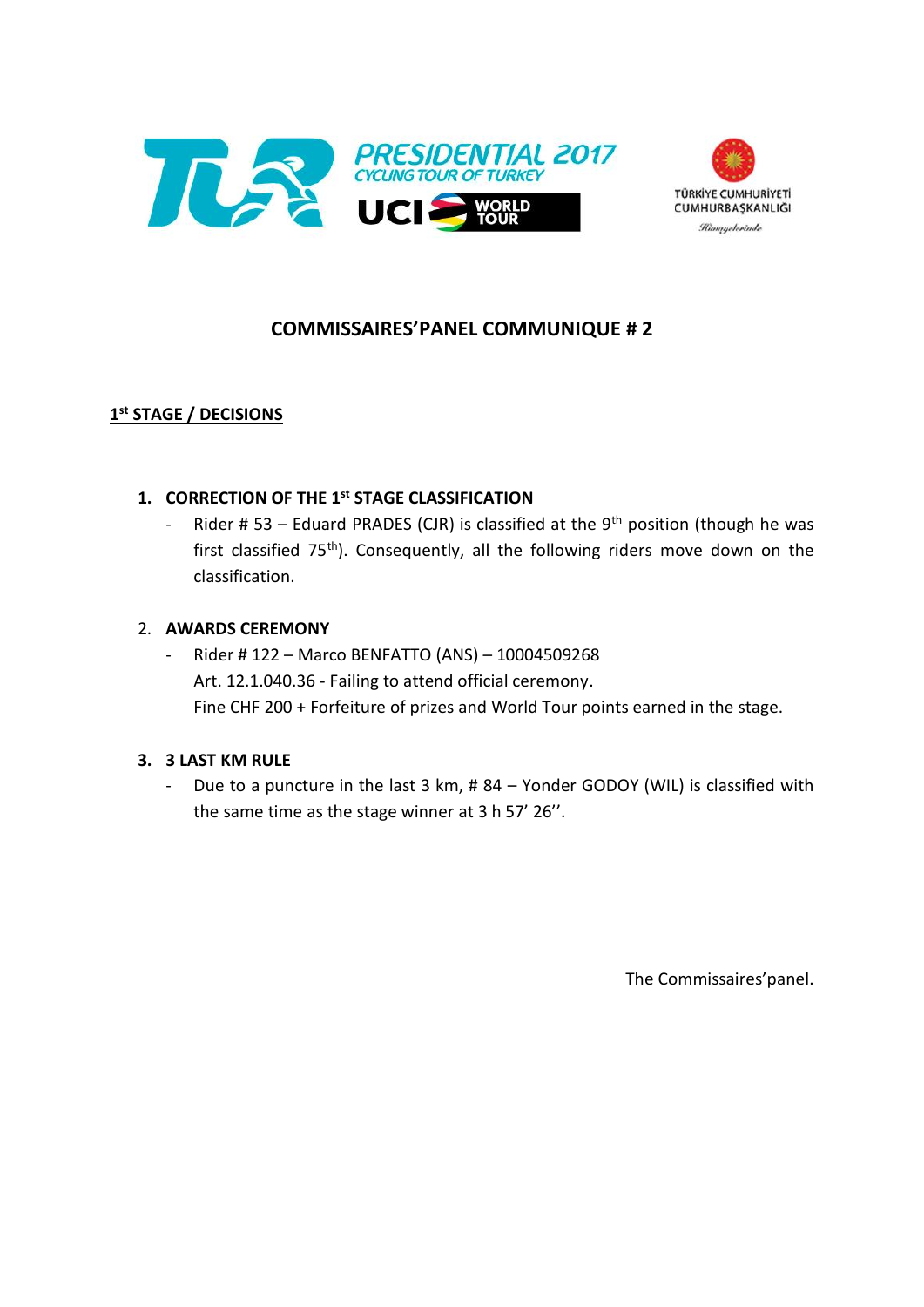PRESIDENTIAL 2017
CYCLING TOUR OF TURKEY
UCI WORLD TOUR

TÜRKİYE CUMHURİYETİ
CUMHURBAŞKANLIĞI
Himayelerinde

# COMMISSAIRES'PANEL COMMUNIQUE # 2

## 1st STAGE / DECISIONS

1. **CORRECTION OF THE 1st STAGE CLASSIFICATION**
   - Rider # 53 – Eduard PRADES (CJR) is classified at the 9th position (though he was first classified 75th). Consequently, all the following riders move down on the classification.

2. **AWARDS CEREMONY**
   - Rider # 122 – Marco BENFATTO (ANS) – 10004509268
     Art. 12.1.040.36 - Failing to attend official ceremony.
     Fine CHF 200 + Forfeiture of prizes and World Tour points earned in the stage.

3. **3 LAST KM RULE**
   - Due to a puncture in the last 3 km, # 84 – Yonder GODOY (WIL) is classified with the same time as the stage winner at 3 h 57' 26''.

The Commissaires'panel.